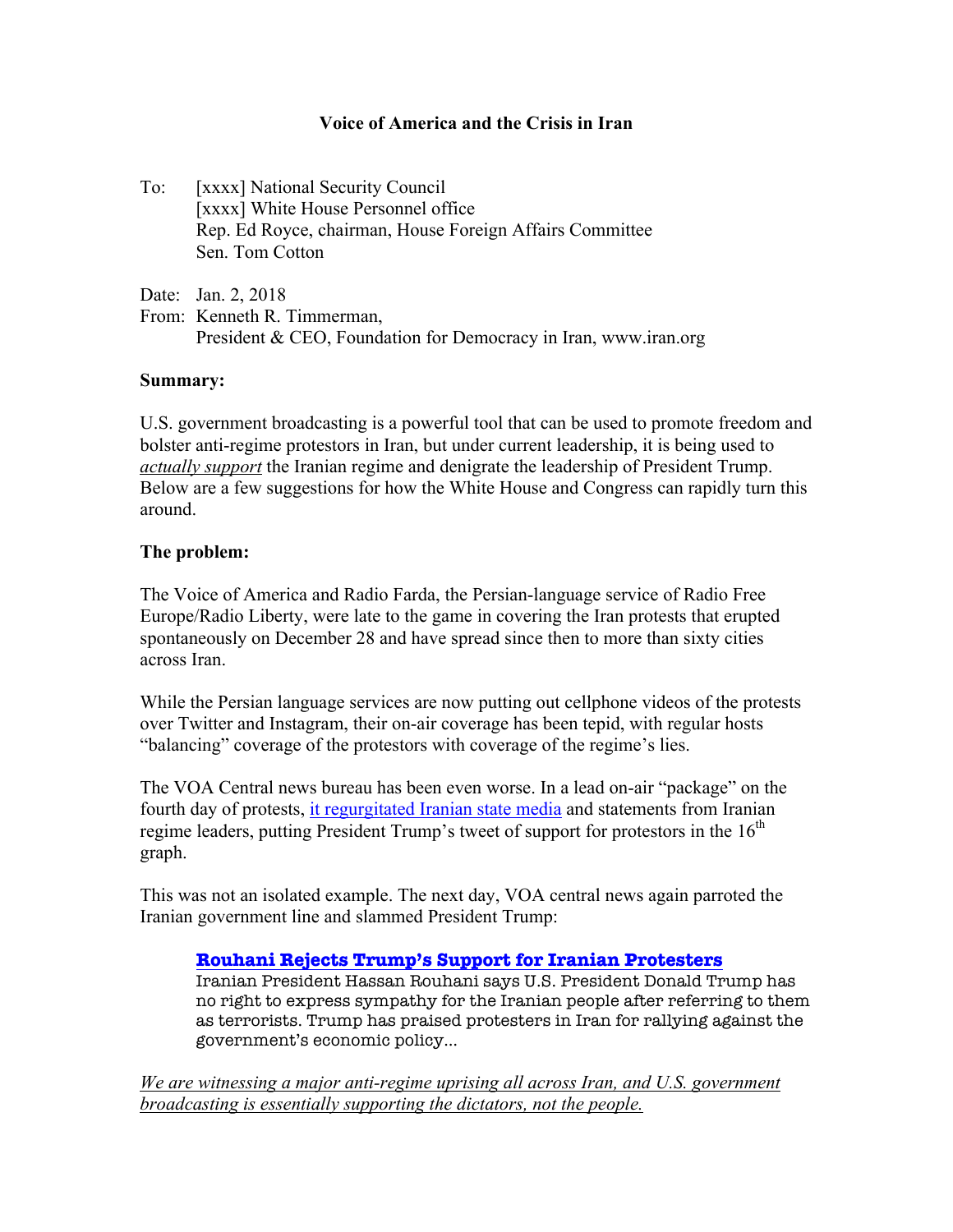# Voice of America and the Crisis in Iran

To: [xxxx] National Security Council
[xxxx] White House Personnel office
Rep. Ed Royce, chairman, House Foreign Affairs Committee
Sen. Tom Cotton

Date: Jan. 2, 2018
From: Kenneth R. Timmerman,
President & CEO, Foundation for Democracy in Iran, www.iran.org

**Summary:**

U.S. government broadcasting is a powerful tool that can be used to promote freedom and bolster anti-regime protestors in Iran, but under current leadership, it is being used to ***actually support*** the Iranian regime and denigrate the leadership of President Trump. Below are a few suggestions for how the White House and Congress can rapidly turn this around.

**The problem:**

The Voice of America and Radio Farda, the Persian-language service of Radio Free Europe/Radio Liberty, were late to the game in covering the Iran protests that erupted spontaneously on December 28 and have spread since then to more than sixty cities across Iran.

While the Persian language services are now putting out cellphone videos of the protests over Twitter and Instagram, their on-air coverage has been tepid, with regular hosts "balancing" coverage of the protestors with coverage of the regime's lies.

The VOA Central news bureau has been even worse. In a lead on-air "package" on the fourth day of protests, it regurgitated Iranian state media and statements from Iranian regime leaders, putting President Trump's tweet of support for protestors in the 16th graph.

This was not an isolated example. The next day, VOA central news again parroted the Iranian government line and slammed President Trump:

> **Rouhani Rejects Trump's Support for Iranian Protesters**
> Iranian President Hassan Rouhani says U.S. President Donald Trump has no right to express sympathy for the Iranian people after referring to them as terrorists. Trump has praised protesters in Iran for rallying against the government's economic policy...

*We are witnessing a major anti-regime uprising all across Iran, and U.S. government broadcasting is essentially supporting the dictators, not the people.*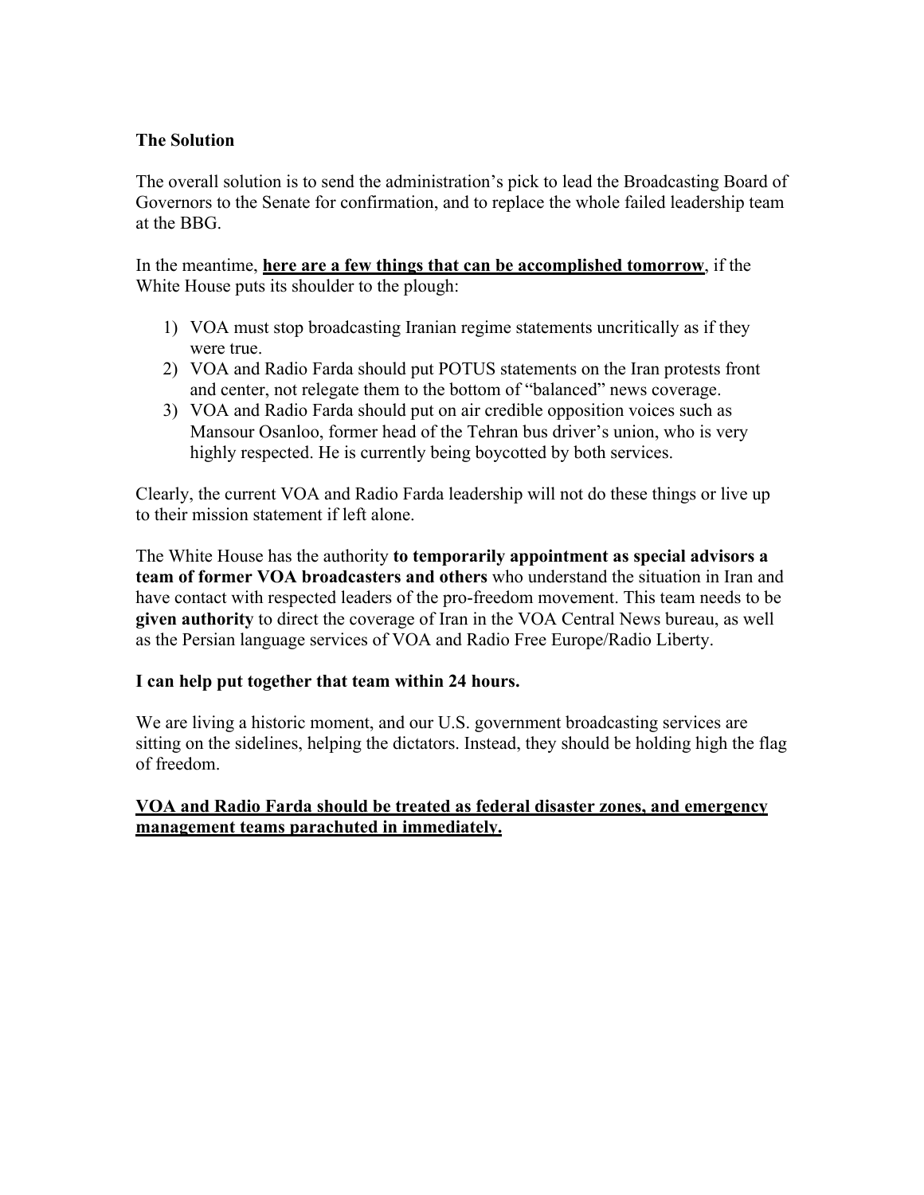**The Solution**

The overall solution is to send the administration's pick to lead the Broadcasting Board of Governors to the Senate for confirmation, and to replace the whole failed leadership team at the BBG.

In the meantime, <u>**here are a few things that can be accomplished tomorrow**</u>, if the White House puts its shoulder to the plough:

1) VOA must stop broadcasting Iranian regime statements uncritically as if they were true.
2) VOA and Radio Farda should put POTUS statements on the Iran protests front and center, not relegate them to the bottom of "balanced" news coverage.
3) VOA and Radio Farda should put on air credible opposition voices such as Mansour Osanloo, former head of the Tehran bus driver's union, who is very highly respected. He is currently being boycotted by both services.

Clearly, the current VOA and Radio Farda leadership will not do these things or live up to their mission statement if left alone.

The White House has the authority **to temporarily appointment as special advisors a team of former VOA broadcasters and others** who understand the situation in Iran and have contact with respected leaders of the pro-freedom movement. This team needs to be **given authority** to direct the coverage of Iran in the VOA Central News bureau, as well as the Persian language services of VOA and Radio Free Europe/Radio Liberty.

**I can help put together that team within 24 hours.**

We are living a historic moment, and our U.S. government broadcasting services are sitting on the sidelines, helping the dictators. Instead, they should be holding high the flag of freedom.

<u>**VOA and Radio Farda should be treated as federal disaster zones, and emergency management teams parachuted in immediately.**</u>